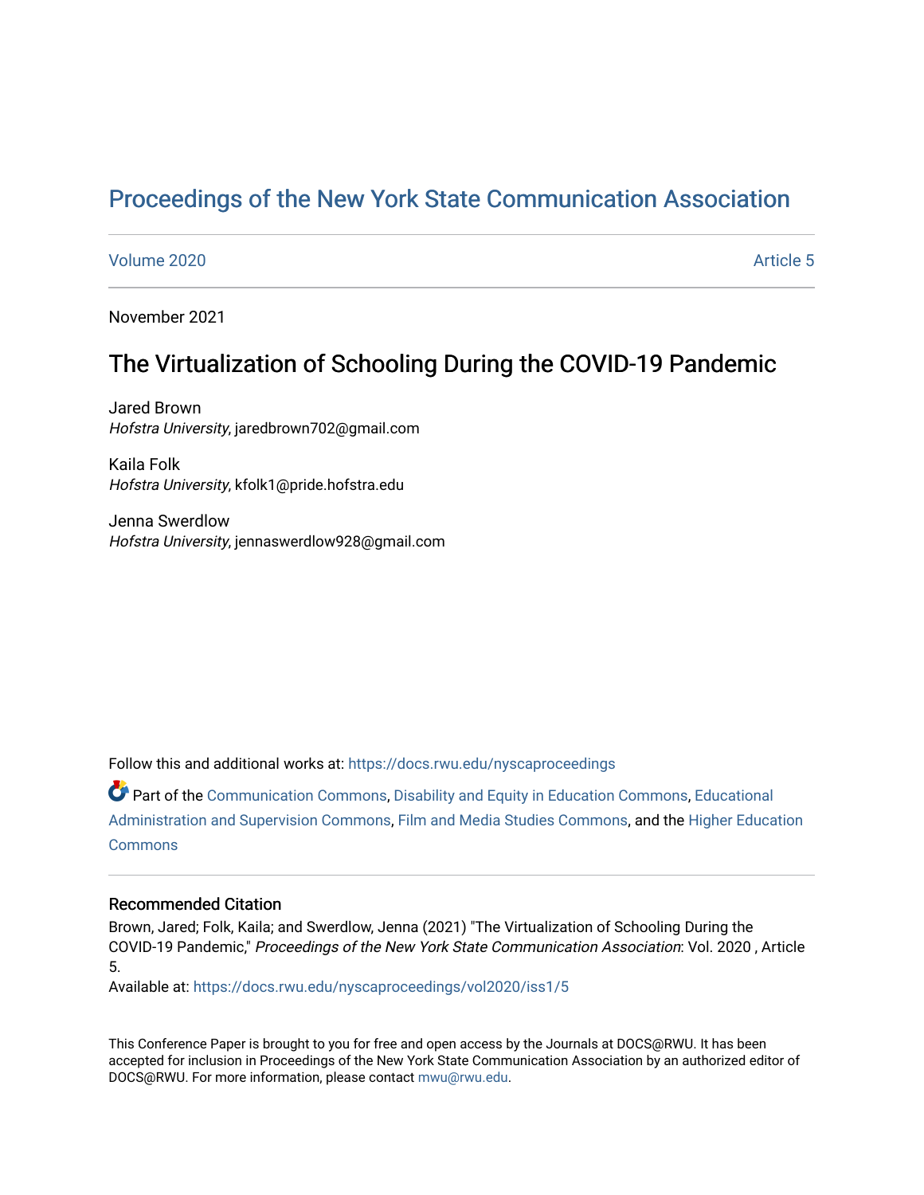# Proceedings of the New York State Communication Association

Volume 2020 | Article 5

November 2021

## The Virtualization of Schooling During the COVID-19 Pandemic

Jared Brown
*Hofstra University*, jaredbrown702@gmail.com

Kaila Folk
*Hofstra University*, kfolk1@pride.hofstra.edu

Jenna Swerdlow
*Hofstra University*, jennaswerdlow928@gmail.com

Follow this and additional works at: https://docs.rwu.edu/nyscaproceedings

Part of the Communication Commons, Disability and Equity in Education Commons, Educational Administration and Supervision Commons, Film and Media Studies Commons, and the Higher Education Commons

### Recommended Citation

Brown, Jared; Folk, Kaila; and Swerdlow, Jenna (2021) "The Virtualization of Schooling During the COVID-19 Pandemic," *Proceedings of the New York State Communication Association*: Vol. 2020 , Article 5.
Available at: https://docs.rwu.edu/nyscaproceedings/vol2020/iss1/5

This Conference Paper is brought to you for free and open access by the Journals at DOCS@RWU. It has been accepted for inclusion in Proceedings of the New York State Communication Association by an authorized editor of DOCS@RWU. For more information, please contact mwu@rwu.edu.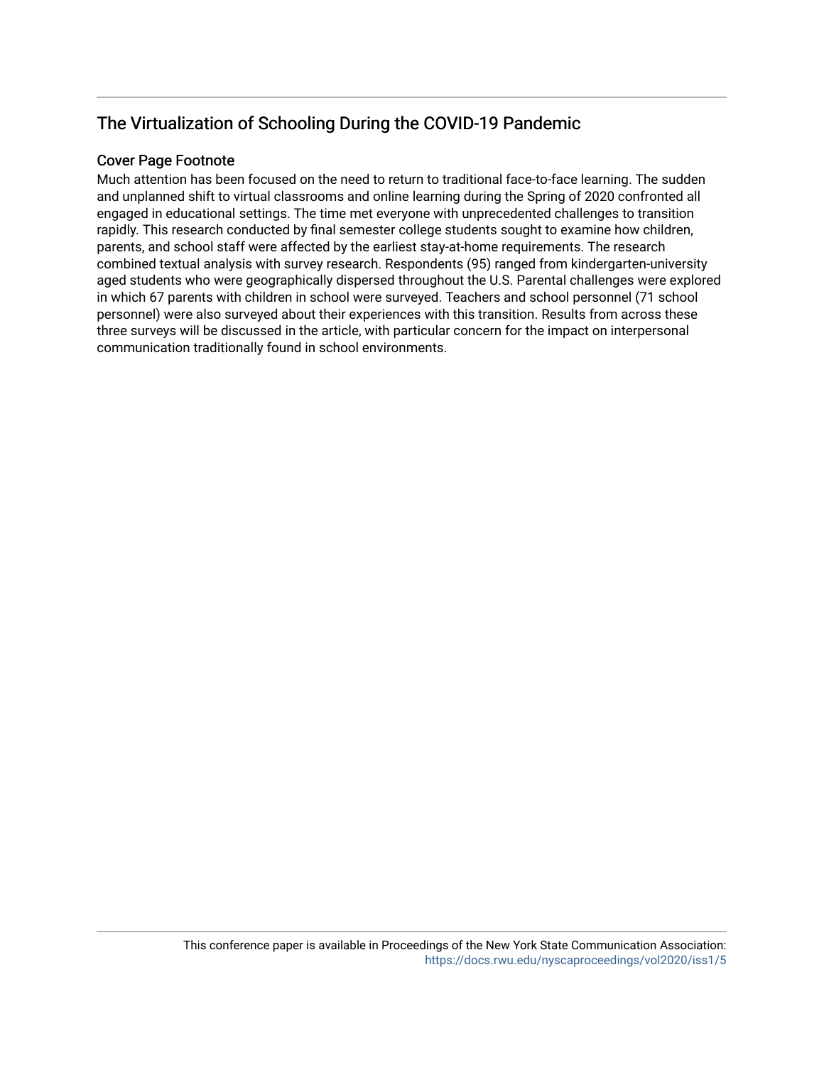## The Virtualization of Schooling During the COVID-19 Pandemic

### Cover Page Footnote

Much attention has been focused on the need to return to traditional face-to-face learning. The sudden and unplanned shift to virtual classrooms and online learning during the Spring of 2020 confronted all engaged in educational settings. The time met everyone with unprecedented challenges to transition rapidly. This research conducted by final semester college students sought to examine how children, parents, and school staff were affected by the earliest stay-at-home requirements. The research combined textual analysis with survey research. Respondents (95) ranged from kindergarten-university aged students who were geographically dispersed throughout the U.S. Parental challenges were explored in which 67 parents with children in school were surveyed. Teachers and school personnel (71 school personnel) were also surveyed about their experiences with this transition. Results from across these three surveys will be discussed in the article, with particular concern for the impact on interpersonal communication traditionally found in school environments.

This conference paper is available in Proceedings of the New York State Communication Association: https://docs.rwu.edu/nyscaproceedings/vol2020/iss1/5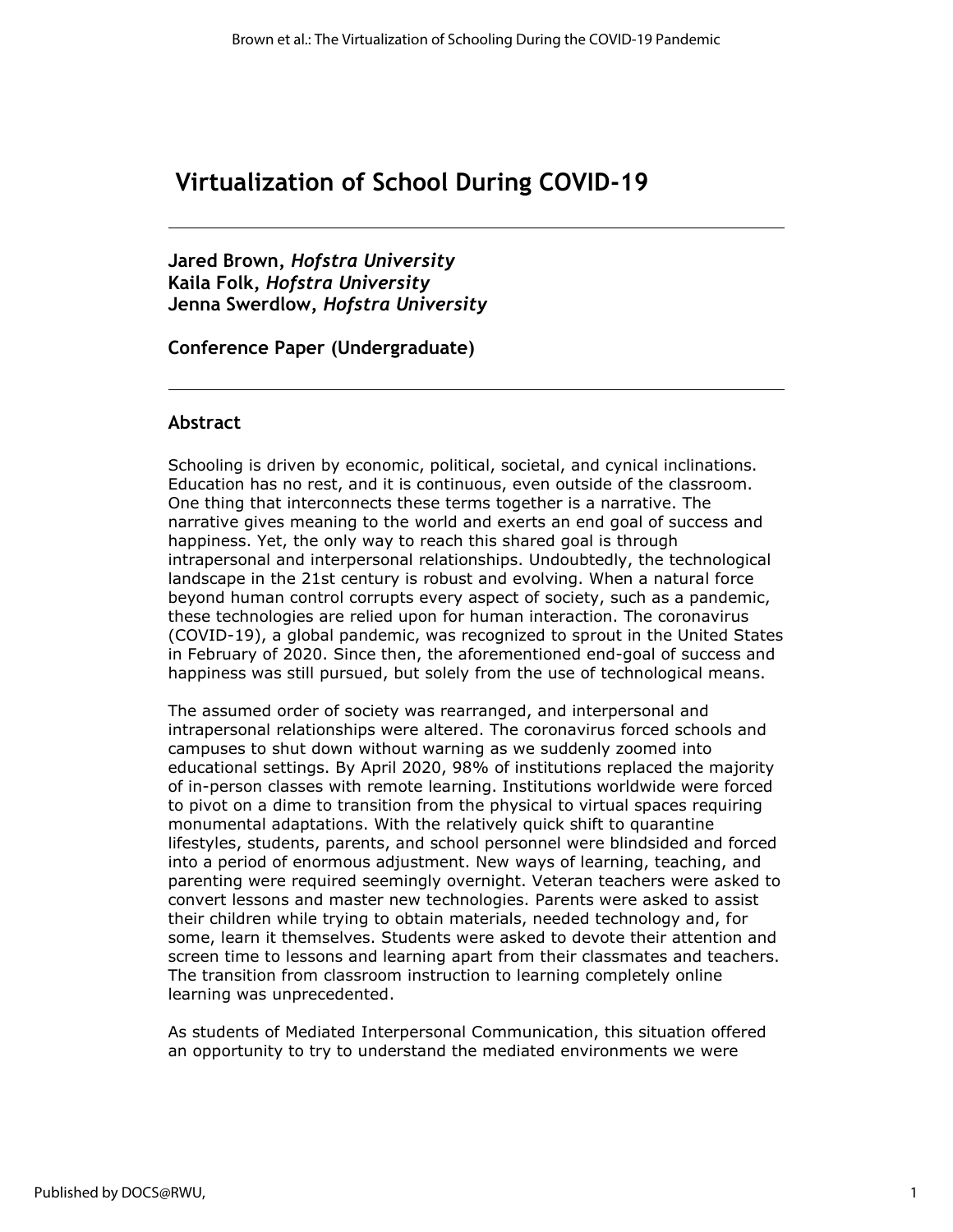# Virtualization of School During COVID-19

---

**Jared Brown, *Hofstra University***
**Kaila Folk, *Hofstra University***
**Jenna Swerdlow, *Hofstra University***

**Conference Paper (Undergraduate)**

---

## Abstract

Schooling is driven by economic, political, societal, and cynical inclinations. Education has no rest, and it is continuous, even outside of the classroom. One thing that interconnects these terms together is a narrative. The narrative gives meaning to the world and exerts an end goal of success and happiness. Yet, the only way to reach this shared goal is through intrapersonal and interpersonal relationships. Undoubtedly, the technological landscape in the 21st century is robust and evolving. When a natural force beyond human control corrupts every aspect of society, such as a pandemic, these technologies are relied upon for human interaction. The coronavirus (COVID-19), a global pandemic, was recognized to sprout in the United States in February of 2020. Since then, the aforementioned end-goal of success and happiness was still pursued, but solely from the use of technological means.

The assumed order of society was rearranged, and interpersonal and intrapersonal relationships were altered. The coronavirus forced schools and campuses to shut down without warning as we suddenly zoomed into educational settings. By April 2020, 98% of institutions replaced the majority of in-person classes with remote learning. Institutions worldwide were forced to pivot on a dime to transition from the physical to virtual spaces requiring monumental adaptations. With the relatively quick shift to quarantine lifestyles, students, parents, and school personnel were blindsided and forced into a period of enormous adjustment. New ways of learning, teaching, and parenting were required seemingly overnight. Veteran teachers were asked to convert lessons and master new technologies. Parents were asked to assist their children while trying to obtain materials, needed technology and, for some, learn it themselves. Students were asked to devote their attention and screen time to lessons and learning apart from their classmates and teachers. The transition from classroom instruction to learning completely online learning was unprecedented.

As students of Mediated Interpersonal Communication, this situation offered an opportunity to try to understand the mediated environments we were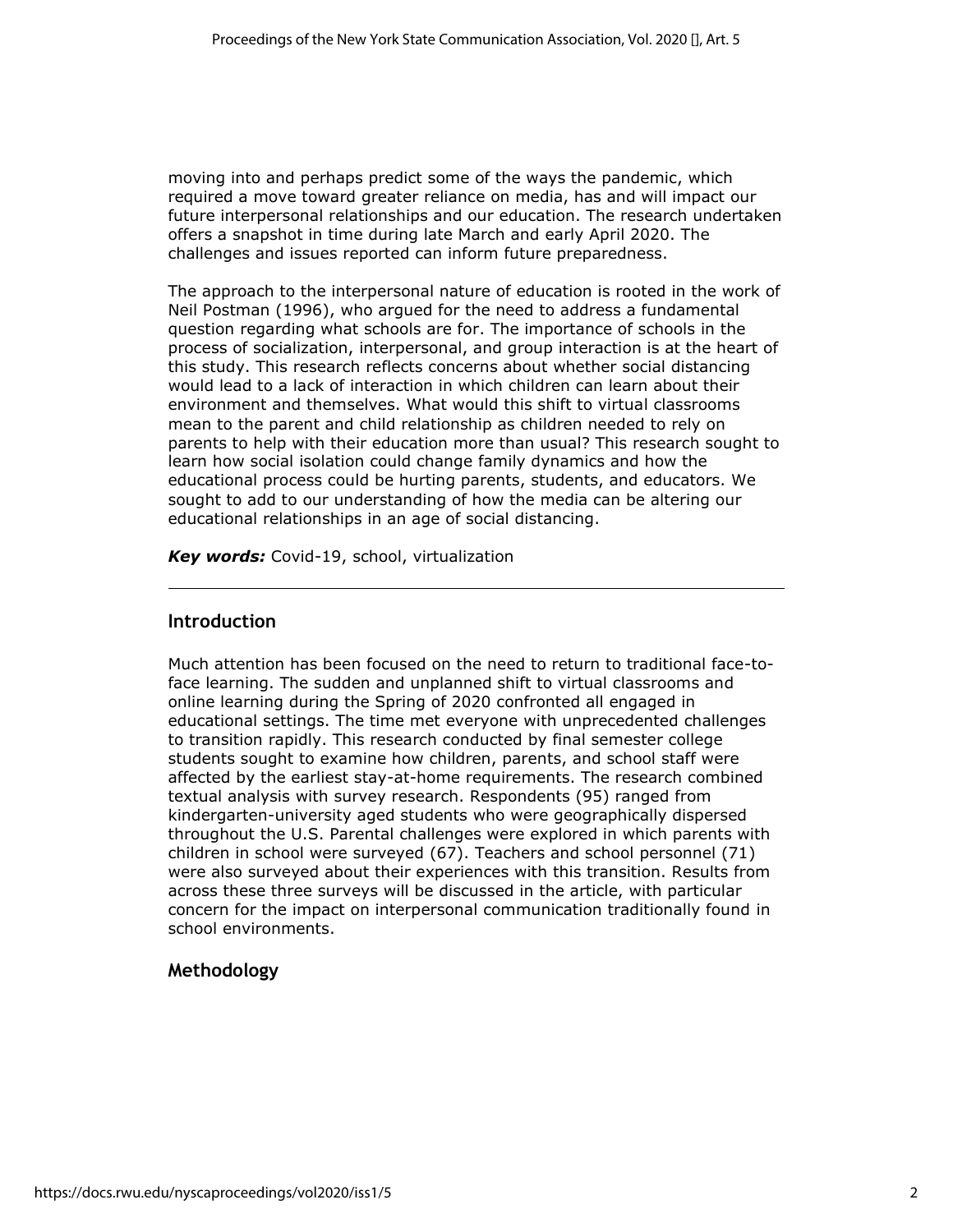moving into and perhaps predict some of the ways the pandemic, which required a move toward greater reliance on media, has and will impact our future interpersonal relationships and our education. The research undertaken offers a snapshot in time during late March and early April 2020. The challenges and issues reported can inform future preparedness.

The approach to the interpersonal nature of education is rooted in the work of Neil Postman (1996), who argued for the need to address a fundamental question regarding what schools are for. The importance of schools in the process of socialization, interpersonal, and group interaction is at the heart of this study. This research reflects concerns about whether social distancing would lead to a lack of interaction in which children can learn about their environment and themselves. What would this shift to virtual classrooms mean to the parent and child relationship as children needed to rely on parents to help with their education more than usual? This research sought to learn how social isolation could change family dynamics and how the educational process could be hurting parents, students, and educators. We sought to add to our understanding of how the media can be altering our educational relationships in an age of social distancing.

***Key words:*** Covid-19, school, virtualization

---

## Introduction

Much attention has been focused on the need to return to traditional face-to-face learning. The sudden and unplanned shift to virtual classrooms and online learning during the Spring of 2020 confronted all engaged in educational settings. The time met everyone with unprecedented challenges to transition rapidly. This research conducted by final semester college students sought to examine how children, parents, and school staff were affected by the earliest stay-at-home requirements. The research combined textual analysis with survey research. Respondents (95) ranged from kindergarten-university aged students who were geographically dispersed throughout the U.S. Parental challenges were explored in which parents with children in school were surveyed (67). Teachers and school personnel (71) were also surveyed about their experiences with this transition. Results from across these three surveys will be discussed in the article, with particular concern for the impact on interpersonal communication traditionally found in school environments.

## Methodology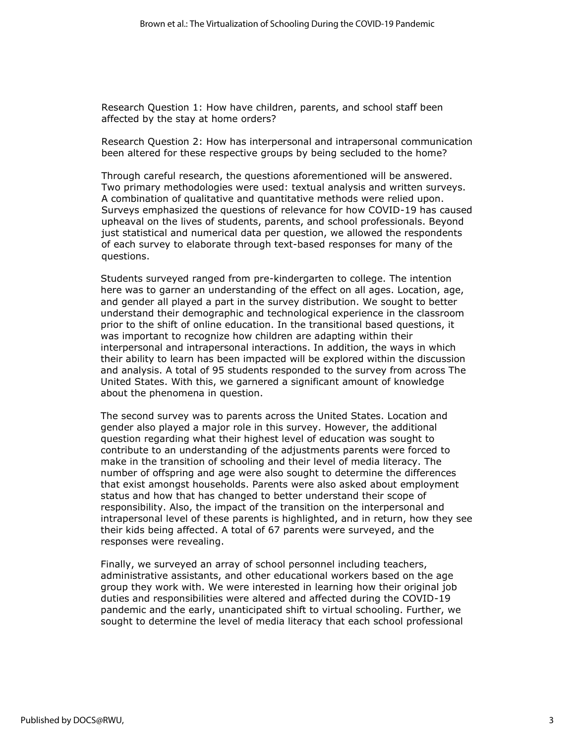Research Question 1: How have children, parents, and school staff been affected by the stay at home orders?

Research Question 2: How has interpersonal and intrapersonal communication been altered for these respective groups by being secluded to the home?

Through careful research, the questions aforementioned will be answered. Two primary methodologies were used: textual analysis and written surveys. A combination of qualitative and quantitative methods were relied upon. Surveys emphasized the questions of relevance for how COVID-19 has caused upheaval on the lives of students, parents, and school professionals. Beyond just statistical and numerical data per question, we allowed the respondents of each survey to elaborate through text-based responses for many of the questions.

Students surveyed ranged from pre-kindergarten to college. The intention here was to garner an understanding of the effect on all ages. Location, age, and gender all played a part in the survey distribution. We sought to better understand their demographic and technological experience in the classroom prior to the shift of online education. In the transitional based questions, it was important to recognize how children are adapting within their interpersonal and intrapersonal interactions. In addition, the ways in which their ability to learn has been impacted will be explored within the discussion and analysis. A total of 95 students responded to the survey from across The United States. With this, we garnered a significant amount of knowledge about the phenomena in question.

The second survey was to parents across the United States. Location and gender also played a major role in this survey. However, the additional question regarding what their highest level of education was sought to contribute to an understanding of the adjustments parents were forced to make in the transition of schooling and their level of media literacy. The number of offspring and age were also sought to determine the differences that exist amongst households. Parents were also asked about employment status and how that has changed to better understand their scope of responsibility. Also, the impact of the transition on the interpersonal and intrapersonal level of these parents is highlighted, and in return, how they see their kids being affected. A total of 67 parents were surveyed, and the responses were revealing.

Finally, we surveyed an array of school personnel including teachers, administrative assistants, and other educational workers based on the age group they work with. We were interested in learning how their original job duties and responsibilities were altered and affected during the COVID-19 pandemic and the early, unanticipated shift to virtual schooling. Further, we sought to determine the level of media literacy that each school professional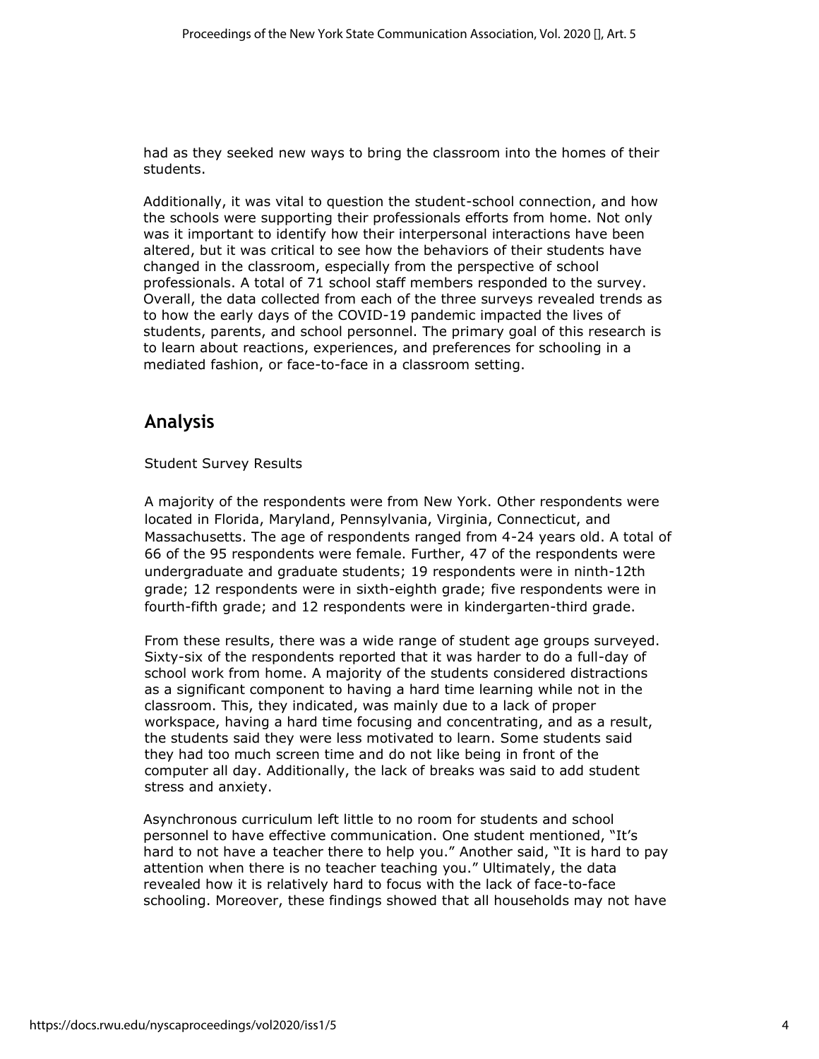had as they seeked new ways to bring the classroom into the homes of their students.

Additionally, it was vital to question the student-school connection, and how the schools were supporting their professionals efforts from home. Not only was it important to identify how their interpersonal interactions have been altered, but it was critical to see how the behaviors of their students have changed in the classroom, especially from the perspective of school professionals. A total of 71 school staff members responded to the survey. Overall, the data collected from each of the three surveys revealed trends as to how the early days of the COVID-19 pandemic impacted the lives of students, parents, and school personnel. The primary goal of this research is to learn about reactions, experiences, and preferences for schooling in a mediated fashion, or face-to-face in a classroom setting.

## Analysis

Student Survey Results

A majority of the respondents were from New York. Other respondents were located in Florida, Maryland, Pennsylvania, Virginia, Connecticut, and Massachusetts. The age of respondents ranged from 4-24 years old. A total of 66 of the 95 respondents were female. Further, 47 of the respondents were undergraduate and graduate students; 19 respondents were in ninth-12th grade; 12 respondents were in sixth-eighth grade; five respondents were in fourth-fifth grade; and 12 respondents were in kindergarten-third grade.

From these results, there was a wide range of student age groups surveyed. Sixty-six of the respondents reported that it was harder to do a full-day of school work from home. A majority of the students considered distractions as a significant component to having a hard time learning while not in the classroom. This, they indicated, was mainly due to a lack of proper workspace, having a hard time focusing and concentrating, and as a result, the students said they were less motivated to learn. Some students said they had too much screen time and do not like being in front of the computer all day. Additionally, the lack of breaks was said to add student stress and anxiety.

Asynchronous curriculum left little to no room for students and school personnel to have effective communication. One student mentioned, “It’s hard to not have a teacher there to help you.” Another said, “It is hard to pay attention when there is no teacher teaching you.” Ultimately, the data revealed how it is relatively hard to focus with the lack of face-to-face schooling. Moreover, these findings showed that all households may not have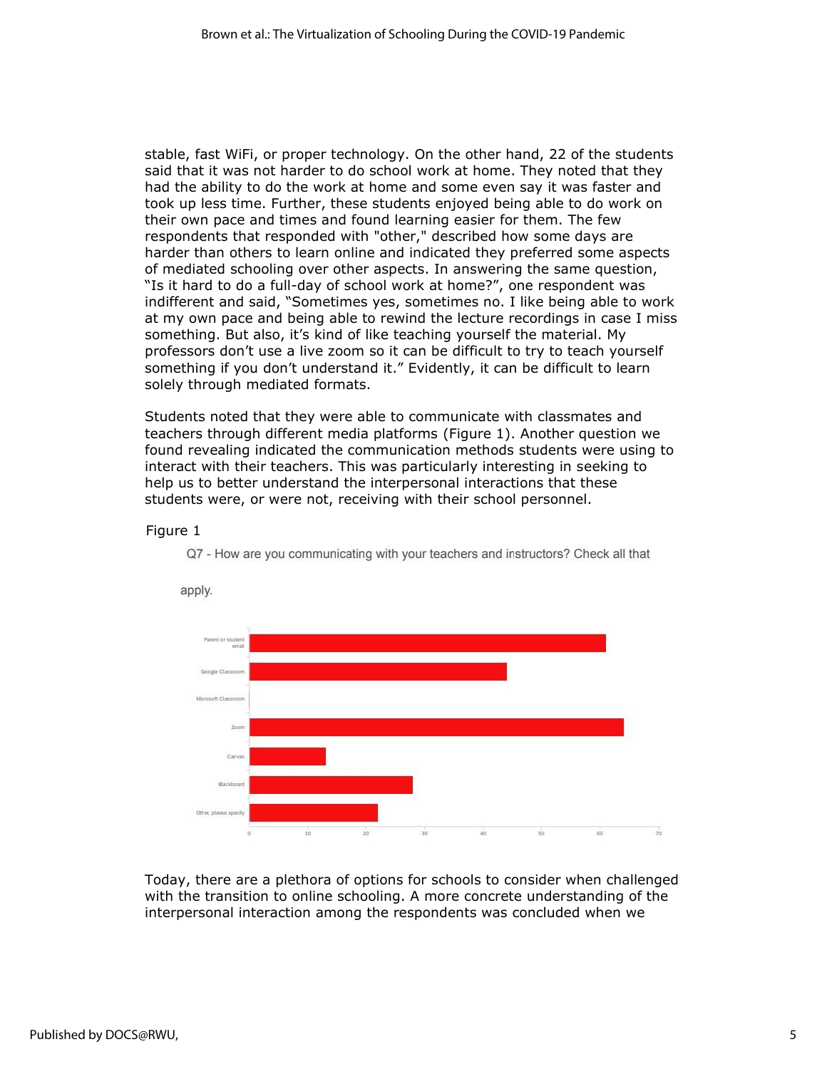stable, fast WiFi, or proper technology. On the other hand, 22 of the students said that it was not harder to do school work at home. They noted that they had the ability to do the work at home and some even say it was faster and took up less time. Further, these students enjoyed being able to do work on their own pace and times and found learning easier for them. The few respondents that responded with "other," described how some days are harder than others to learn online and indicated they preferred some aspects of mediated schooling over other aspects. In answering the same question, "Is it hard to do a full-day of school work at home?", one respondent was indifferent and said, "Sometimes yes, sometimes no. I like being able to work at my own pace and being able to rewind the lecture recordings in case I miss something. But also, it's kind of like teaching yourself the material. My professors don't use a live zoom so it can be difficult to try to teach yourself something if you don't understand it." Evidently, it can be difficult to learn solely through mediated formats.

Students noted that they were able to communicate with classmates and teachers through different media platforms (Figure 1). Another question we found revealing indicated the communication methods students were using to interact with their teachers. This was particularly interesting in seeking to help us to better understand the interpersonal interactions that these students were, or were not, receiving with their school personnel.

Figure 1

Q7 - How are you communicating with your teachers and instructors? Check all that apply.

| Response | Approximate count |
| --- | --- |
| Parent or student email | 61 |
| Google Classroom | 44 |
| Microsoft Classroom | 0 |
| Zoom | 64 |
| Canvas | 13 |
| Blackboard | 28 |
| Other, please specify | 22 |

Today, there are a plethora of options for schools to consider when challenged with the transition to online schooling. A more concrete understanding of the interpersonal interaction among the respondents was concluded when we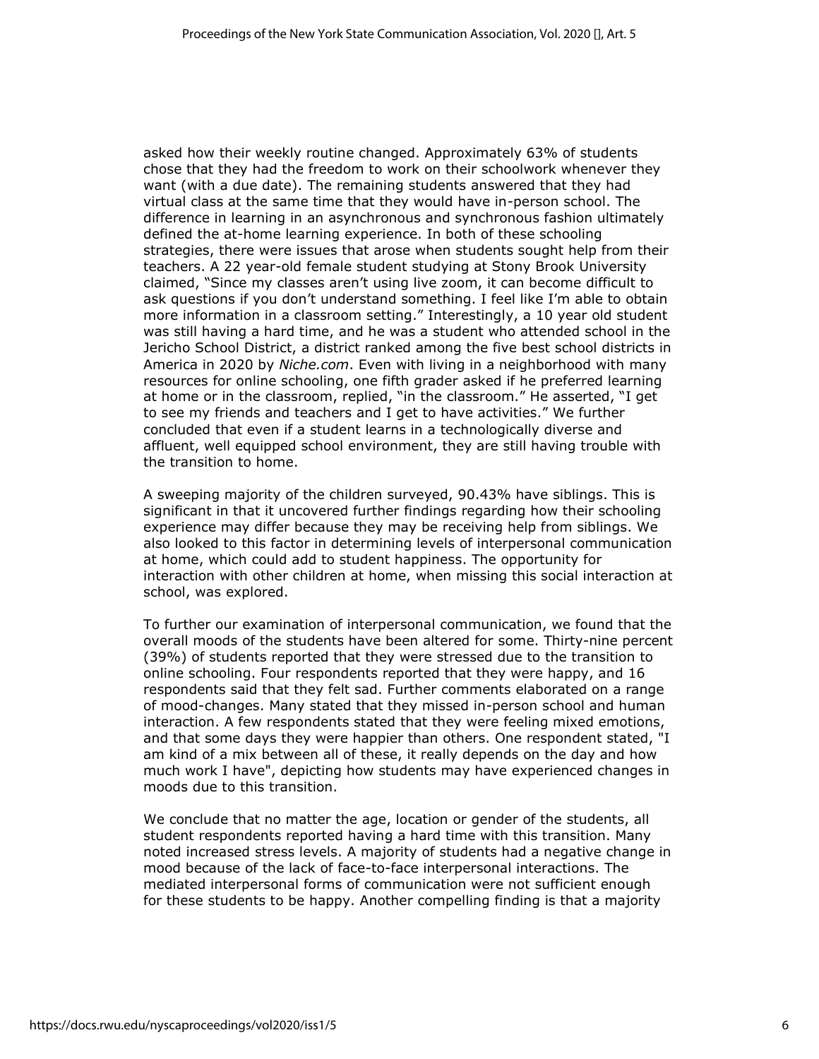asked how their weekly routine changed. Approximately 63% of students chose that they had the freedom to work on their schoolwork whenever they want (with a due date). The remaining students answered that they had virtual class at the same time that they would have in-person school. The difference in learning in an asynchronous and synchronous fashion ultimately defined the at-home learning experience. In both of these schooling strategies, there were issues that arose when students sought help from their teachers. A 22 year-old female student studying at Stony Brook University claimed, "Since my classes aren't using live zoom, it can become difficult to ask questions if you don't understand something. I feel like I'm able to obtain more information in a classroom setting." Interestingly, a 10 year old student was still having a hard time, and he was a student who attended school in the Jericho School District, a district ranked among the five best school districts in America in 2020 by *Niche.com*. Even with living in a neighborhood with many resources for online schooling, one fifth grader asked if he preferred learning at home or in the classroom, replied, "in the classroom." He asserted, "I get to see my friends and teachers and I get to have activities." We further concluded that even if a student learns in a technologically diverse and affluent, well equipped school environment, they are still having trouble with the transition to home.

A sweeping majority of the children surveyed, 90.43% have siblings. This is significant in that it uncovered further findings regarding how their schooling experience may differ because they may be receiving help from siblings. We also looked to this factor in determining levels of interpersonal communication at home, which could add to student happiness. The opportunity for interaction with other children at home, when missing this social interaction at school, was explored.

To further our examination of interpersonal communication, we found that the overall moods of the students have been altered for some. Thirty-nine percent (39%) of students reported that they were stressed due to the transition to online schooling. Four respondents reported that they were happy, and 16 respondents said that they felt sad. Further comments elaborated on a range of mood-changes. Many stated that they missed in-person school and human interaction. A few respondents stated that they were feeling mixed emotions, and that some days they were happier than others. One respondent stated, "I am kind of a mix between all of these, it really depends on the day and how much work I have", depicting how students may have experienced changes in moods due to this transition.

We conclude that no matter the age, location or gender of the students, all student respondents reported having a hard time with this transition. Many noted increased stress levels. A majority of students had a negative change in mood because of the lack of face-to-face interpersonal interactions. The mediated interpersonal forms of communication were not sufficient enough for these students to be happy. Another compelling finding is that a majority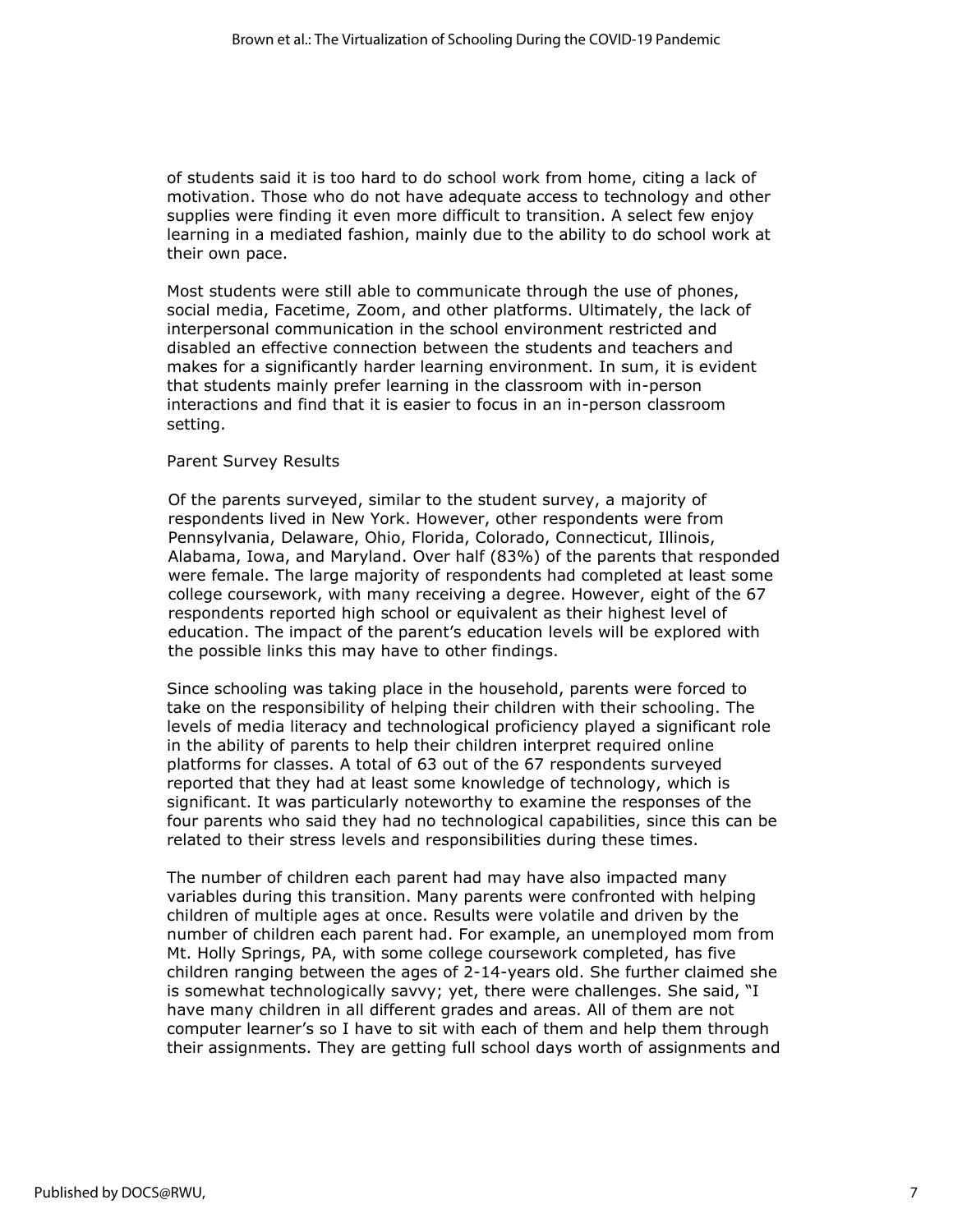of students said it is too hard to do school work from home, citing a lack of motivation. Those who do not have adequate access to technology and other supplies were finding it even more difficult to transition. A select few enjoy learning in a mediated fashion, mainly due to the ability to do school work at their own pace.

Most students were still able to communicate through the use of phones, social media, Facetime, Zoom, and other platforms. Ultimately, the lack of interpersonal communication in the school environment restricted and disabled an effective connection between the students and teachers and makes for a significantly harder learning environment. In sum, it is evident that students mainly prefer learning in the classroom with in-person interactions and find that it is easier to focus in an in-person classroom setting.

Parent Survey Results

Of the parents surveyed, similar to the student survey, a majority of respondents lived in New York. However, other respondents were from Pennsylvania, Delaware, Ohio, Florida, Colorado, Connecticut, Illinois, Alabama, Iowa, and Maryland. Over half (83%) of the parents that responded were female. The large majority of respondents had completed at least some college coursework, with many receiving a degree. However, eight of the 67 respondents reported high school or equivalent as their highest level of education. The impact of the parent's education levels will be explored with the possible links this may have to other findings.

Since schooling was taking place in the household, parents were forced to take on the responsibility of helping their children with their schooling. The levels of media literacy and technological proficiency played a significant role in the ability of parents to help their children interpret required online platforms for classes. A total of 63 out of the 67 respondents surveyed reported that they had at least some knowledge of technology, which is significant. It was particularly noteworthy to examine the responses of the four parents who said they had no technological capabilities, since this can be related to their stress levels and responsibilities during these times.

The number of children each parent had may have also impacted many variables during this transition. Many parents were confronted with helping children of multiple ages at once. Results were volatile and driven by the number of children each parent had. For example, an unemployed mom from Mt. Holly Springs, PA, with some college coursework completed, has five children ranging between the ages of 2-14-years old. She further claimed she is somewhat technologically savvy; yet, there were challenges. She said, "I have many children in all different grades and areas. All of them are not computer learner's so I have to sit with each of them and help them through their assignments. They are getting full school days worth of assignments and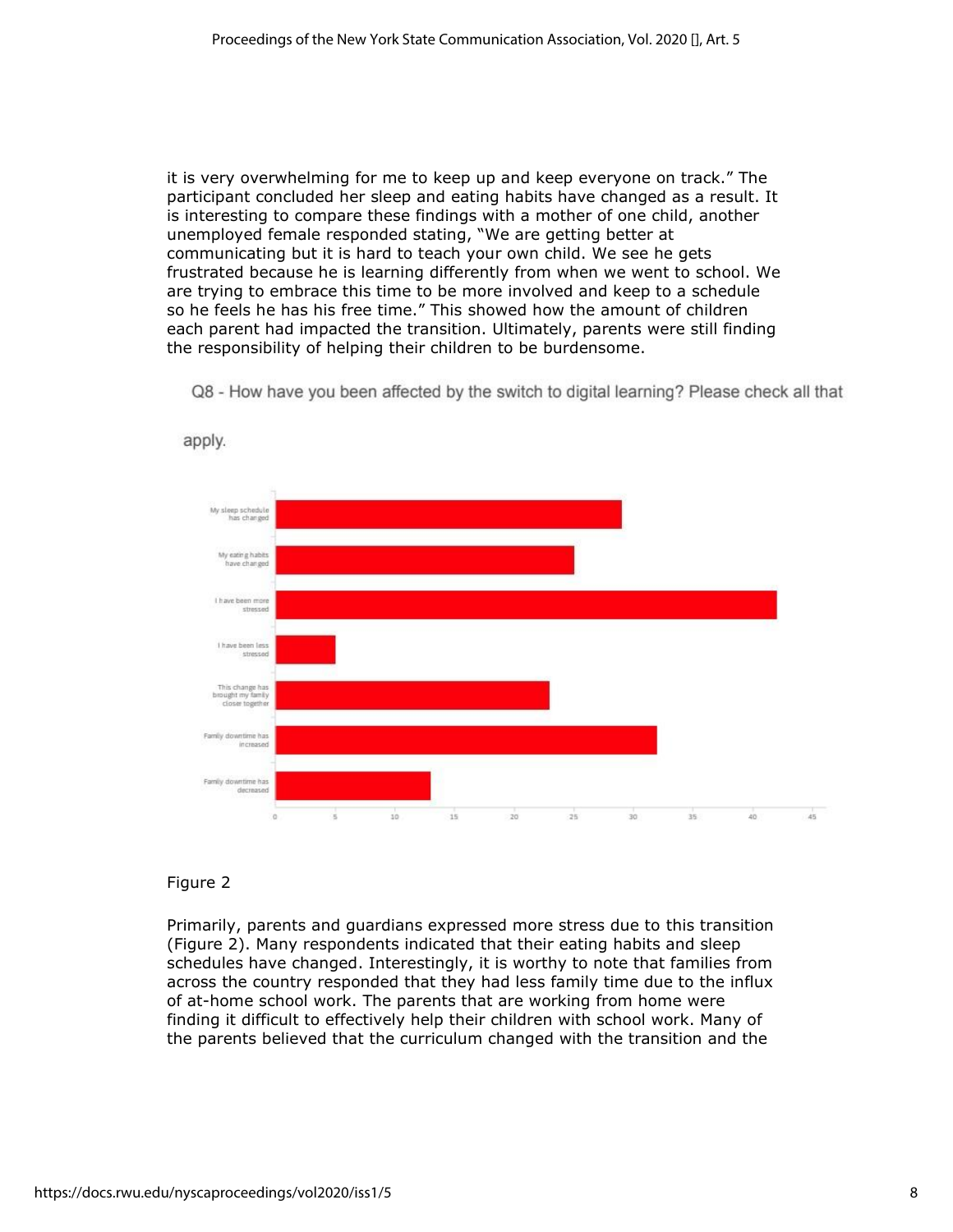it is very overwhelming for me to keep up and keep everyone on track." The participant concluded her sleep and eating habits have changed as a result. It is interesting to compare these findings with a mother of one child, another unemployed female responded stating, "We are getting better at communicating but it is hard to teach your own child. We see he gets frustrated because he is learning differently from when we went to school. We are trying to embrace this time to be more involved and keep to a schedule so he feels he has his free time." This showed how the amount of children each parent had impacted the transition. Ultimately, parents were still finding the responsibility of helping their children to be burdensome.

Q8 - How have you been affected by the switch to digital learning? Please check all that apply.

Figure 2

Primarily, parents and guardians expressed more stress due to this transition (Figure 2). Many respondents indicated that their eating habits and sleep schedules have changed. Interestingly, it is worthy to note that families from across the country responded that they had less family time due to the influx of at-home school work. The parents that are working from home were finding it difficult to effectively help their children with school work. Many of the parents believed that the curriculum changed with the transition and the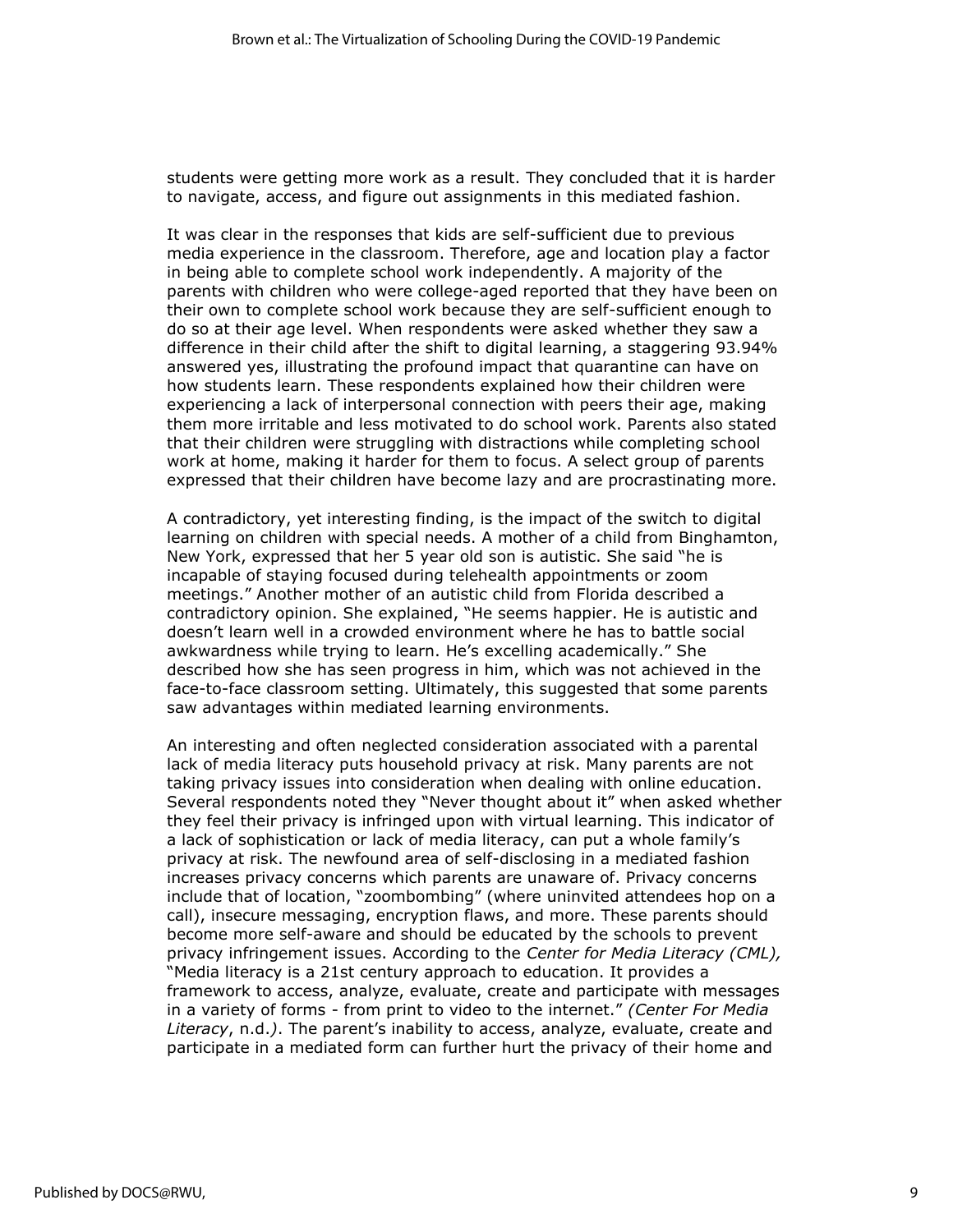students were getting more work as a result. They concluded that it is harder to navigate, access, and figure out assignments in this mediated fashion.

It was clear in the responses that kids are self-sufficient due to previous media experience in the classroom. Therefore, age and location play a factor in being able to complete school work independently. A majority of the parents with children who were college-aged reported that they have been on their own to complete school work because they are self-sufficient enough to do so at their age level. When respondents were asked whether they saw a difference in their child after the shift to digital learning, a staggering 93.94% answered yes, illustrating the profound impact that quarantine can have on how students learn. These respondents explained how their children were experiencing a lack of interpersonal connection with peers their age, making them more irritable and less motivated to do school work. Parents also stated that their children were struggling with distractions while completing school work at home, making it harder for them to focus. A select group of parents expressed that their children have become lazy and are procrastinating more.

A contradictory, yet interesting finding, is the impact of the switch to digital learning on children with special needs. A mother of a child from Binghamton, New York, expressed that her 5 year old son is autistic. She said "he is incapable of staying focused during telehealth appointments or zoom meetings." Another mother of an autistic child from Florida described a contradictory opinion. She explained, "He seems happier. He is autistic and doesn't learn well in a crowded environment where he has to battle social awkwardness while trying to learn. He's excelling academically." She described how she has seen progress in him, which was not achieved in the face-to-face classroom setting. Ultimately, this suggested that some parents saw advantages within mediated learning environments.

An interesting and often neglected consideration associated with a parental lack of media literacy puts household privacy at risk. Many parents are not taking privacy issues into consideration when dealing with online education. Several respondents noted they "Never thought about it" when asked whether they feel their privacy is infringed upon with virtual learning. This indicator of a lack of sophistication or lack of media literacy, can put a whole family's privacy at risk. The newfound area of self-disclosing in a mediated fashion increases privacy concerns which parents are unaware of. Privacy concerns include that of location, "zoombombing" (where uninvited attendees hop on a call), insecure messaging, encryption flaws, and more. These parents should become more self-aware and should be educated by the schools to prevent privacy infringement issues. According to the *Center for Media Literacy (CML),* "Media literacy is a 21st century approach to education. It provides a framework to access, analyze, evaluate, create and participate with messages in a variety of forms - from print to video to the internet." *(Center For Media Literacy*, n.d.*)*. The parent's inability to access, analyze, evaluate, create and participate in a mediated form can further hurt the privacy of their home and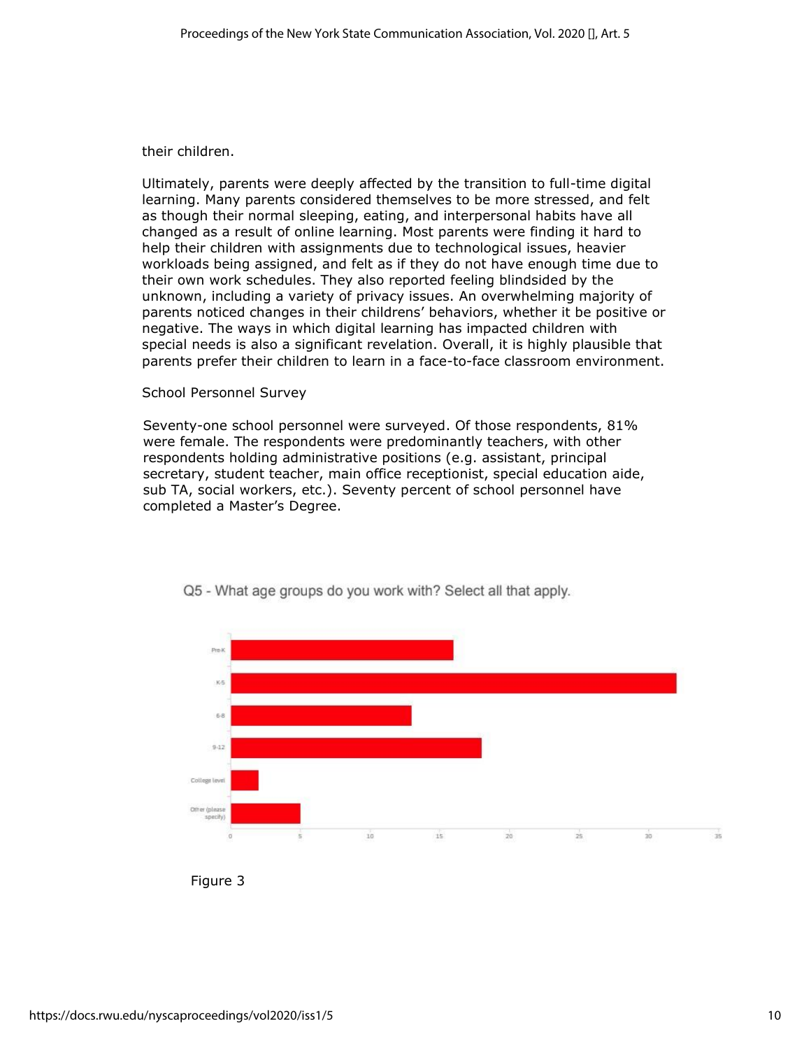their children.

Ultimately, parents were deeply affected by the transition to full-time digital learning. Many parents considered themselves to be more stressed, and felt as though their normal sleeping, eating, and interpersonal habits have all changed as a result of online learning. Most parents were finding it hard to help their children with assignments due to technological issues, heavier workloads being assigned, and felt as if they do not have enough time due to their own work schedules. They also reported feeling blindsided by the unknown, including a variety of privacy issues. An overwhelming majority of parents noticed changes in their childrens' behaviors, whether it be positive or negative. The ways in which digital learning has impacted children with special needs is also a significant revelation. Overall, it is highly plausible that parents prefer their children to learn in a face-to-face classroom environment.

School Personnel Survey

Seventy-one school personnel were surveyed. Of those respondents, 81% were female. The respondents were predominantly teachers, with other respondents holding administrative positions (e.g. assistant, principal secretary, student teacher, main office receptionist, special education aide, sub TA, social workers, etc.). Seventy percent of school personnel have completed a Master's Degree.

Q5 - What age groups do you work with? Select all that apply.

| Age group | Count |
| --- | --- |
| Pre-K | 16 |
| K-5 | 32 |
| 6-8 | 13 |
| 9-12 | 18 |
| College level | 2 |
| Other (please specify) | 5 |

Figure 3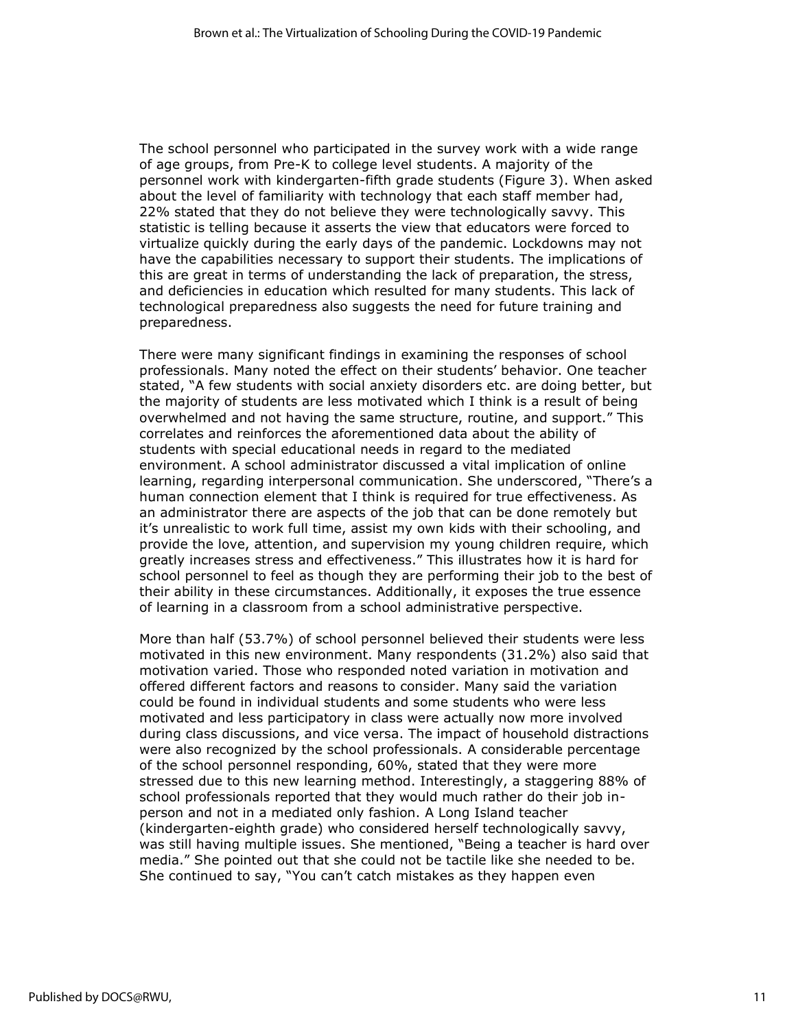The school personnel who participated in the survey work with a wide range of age groups, from Pre-K to college level students. A majority of the personnel work with kindergarten-fifth grade students (Figure 3). When asked about the level of familiarity with technology that each staff member had, 22% stated that they do not believe they were technologically savvy. This statistic is telling because it asserts the view that educators were forced to virtualize quickly during the early days of the pandemic. Lockdowns may not have the capabilities necessary to support their students. The implications of this are great in terms of understanding the lack of preparation, the stress, and deficiencies in education which resulted for many students. This lack of technological preparedness also suggests the need for future training and preparedness.

There were many significant findings in examining the responses of school professionals. Many noted the effect on their students' behavior. One teacher stated, "A few students with social anxiety disorders etc. are doing better, but the majority of students are less motivated which I think is a result of being overwhelmed and not having the same structure, routine, and support." This correlates and reinforces the aforementioned data about the ability of students with special educational needs in regard to the mediated environment. A school administrator discussed a vital implication of online learning, regarding interpersonal communication. She underscored, "There's a human connection element that I think is required for true effectiveness. As an administrator there are aspects of the job that can be done remotely but it's unrealistic to work full time, assist my own kids with their schooling, and provide the love, attention, and supervision my young children require, which greatly increases stress and effectiveness." This illustrates how it is hard for school personnel to feel as though they are performing their job to the best of their ability in these circumstances. Additionally, it exposes the true essence of learning in a classroom from a school administrative perspective.

More than half (53.7%) of school personnel believed their students were less motivated in this new environment. Many respondents (31.2%) also said that motivation varied. Those who responded noted variation in motivation and offered different factors and reasons to consider. Many said the variation could be found in individual students and some students who were less motivated and less participatory in class were actually now more involved during class discussions, and vice versa. The impact of household distractions were also recognized by the school professionals. A considerable percentage of the school personnel responding, 60%, stated that they were more stressed due to this new learning method. Interestingly, a staggering 88% of school professionals reported that they would much rather do their job in-person and not in a mediated only fashion. A Long Island teacher (kindergarten-eighth grade) who considered herself technologically savvy, was still having multiple issues. She mentioned, "Being a teacher is hard over media." She pointed out that she could not be tactile like she needed to be. She continued to say, "You can't catch mistakes as they happen even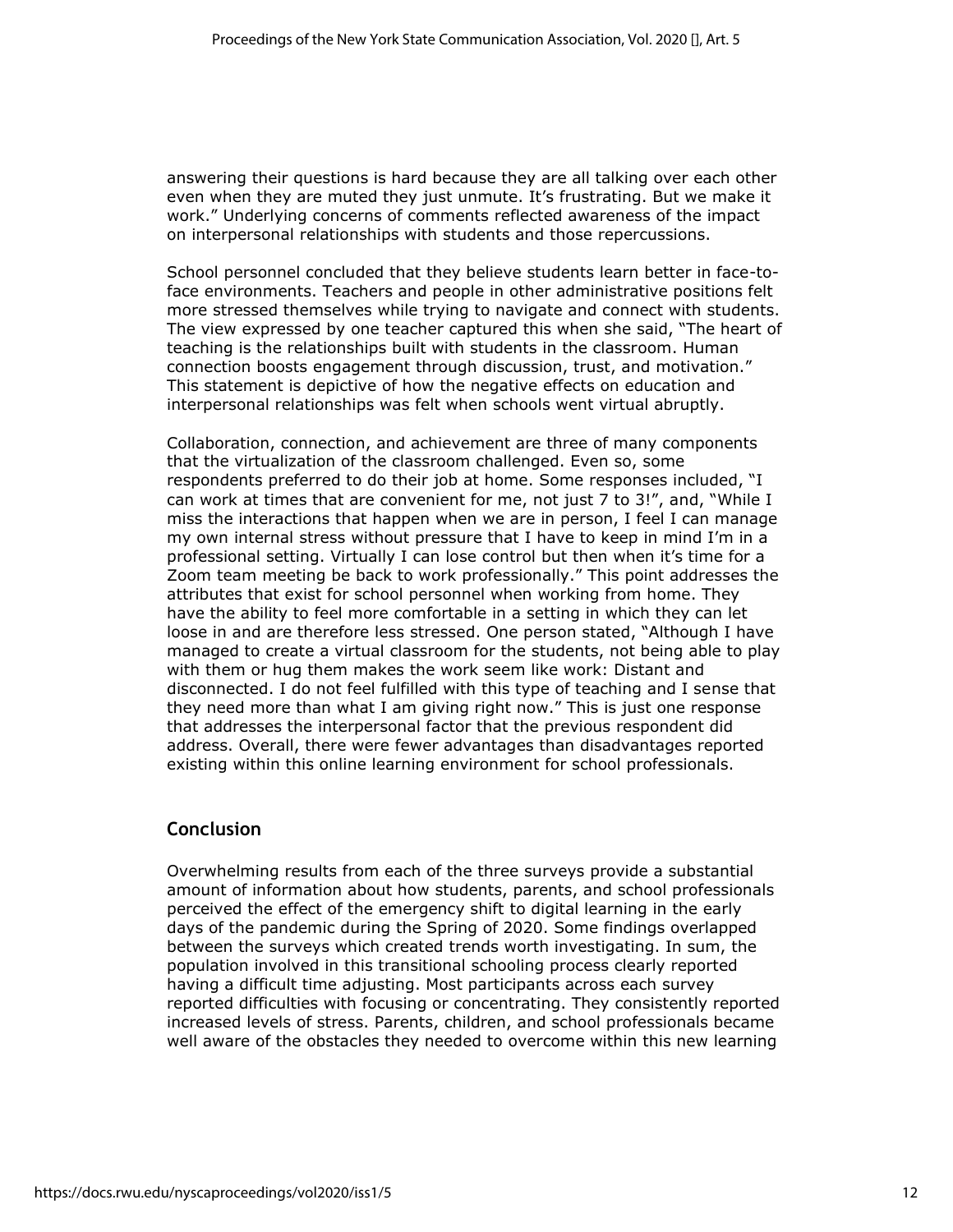answering their questions is hard because they are all talking over each other even when they are muted they just unmute. It's frustrating. But we make it work." Underlying concerns of comments reflected awareness of the impact on interpersonal relationships with students and those repercussions.

School personnel concluded that they believe students learn better in face-to-face environments. Teachers and people in other administrative positions felt more stressed themselves while trying to navigate and connect with students. The view expressed by one teacher captured this when she said, "The heart of teaching is the relationships built with students in the classroom. Human connection boosts engagement through discussion, trust, and motivation." This statement is depictive of how the negative effects on education and interpersonal relationships was felt when schools went virtual abruptly.

Collaboration, connection, and achievement are three of many components that the virtualization of the classroom challenged. Even so, some respondents preferred to do their job at home. Some responses included, "I can work at times that are convenient for me, not just 7 to 3!", and, "While I miss the interactions that happen when we are in person, I feel I can manage my own internal stress without pressure that I have to keep in mind I'm in a professional setting. Virtually I can lose control but then when it's time for a Zoom team meeting be back to work professionally." This point addresses the attributes that exist for school personnel when working from home. They have the ability to feel more comfortable in a setting in which they can let loose in and are therefore less stressed. One person stated, "Although I have managed to create a virtual classroom for the students, not being able to play with them or hug them makes the work seem like work: Distant and disconnected. I do not feel fulfilled with this type of teaching and I sense that they need more than what I am giving right now." This is just one response that addresses the interpersonal factor that the previous respondent did address. Overall, there were fewer advantages than disadvantages reported existing within this online learning environment for school professionals.

## Conclusion

Overwhelming results from each of the three surveys provide a substantial amount of information about how students, parents, and school professionals perceived the effect of the emergency shift to digital learning in the early days of the pandemic during the Spring of 2020. Some findings overlapped between the surveys which created trends worth investigating. In sum, the population involved in this transitional schooling process clearly reported having a difficult time adjusting. Most participants across each survey reported difficulties with focusing or concentrating. They consistently reported increased levels of stress. Parents, children, and school professionals became well aware of the obstacles they needed to overcome within this new learning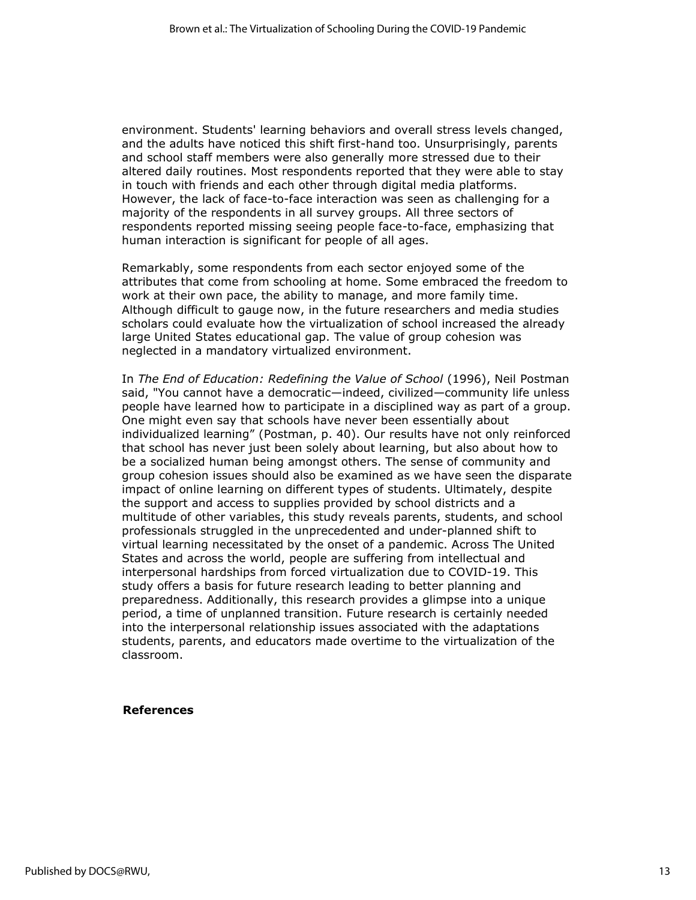environment. Students' learning behaviors and overall stress levels changed, and the adults have noticed this shift first-hand too. Unsurprisingly, parents and school staff members were also generally more stressed due to their altered daily routines. Most respondents reported that they were able to stay in touch with friends and each other through digital media platforms. However, the lack of face-to-face interaction was seen as challenging for a majority of the respondents in all survey groups. All three sectors of respondents reported missing seeing people face-to-face, emphasizing that human interaction is significant for people of all ages.

Remarkably, some respondents from each sector enjoyed some of the attributes that come from schooling at home. Some embraced the freedom to work at their own pace, the ability to manage, and more family time. Although difficult to gauge now, in the future researchers and media studies scholars could evaluate how the virtualization of school increased the already large United States educational gap. The value of group cohesion was neglected in a mandatory virtualized environment.

In *The End of Education: Redefining the Value of School* (1996), Neil Postman said, "You cannot have a democratic—indeed, civilized—community life unless people have learned how to participate in a disciplined way as part of a group. One might even say that schools have never been essentially about individualized learning" (Postman, p. 40). Our results have not only reinforced that school has never just been solely about learning, but also about how to be a socialized human being amongst others. The sense of community and group cohesion issues should also be examined as we have seen the disparate impact of online learning on different types of students. Ultimately, despite the support and access to supplies provided by school districts and a multitude of other variables, this study reveals parents, students, and school professionals struggled in the unprecedented and under-planned shift to virtual learning necessitated by the onset of a pandemic. Across The United States and across the world, people are suffering from intellectual and interpersonal hardships from forced virtualization due to COVID-19. This study offers a basis for future research leading to better planning and preparedness. Additionally, this research provides a glimpse into a unique period, a time of unplanned transition. Future research is certainly needed into the interpersonal relationship issues associated with the adaptations students, parents, and educators made overtime to the virtualization of the classroom.

**References**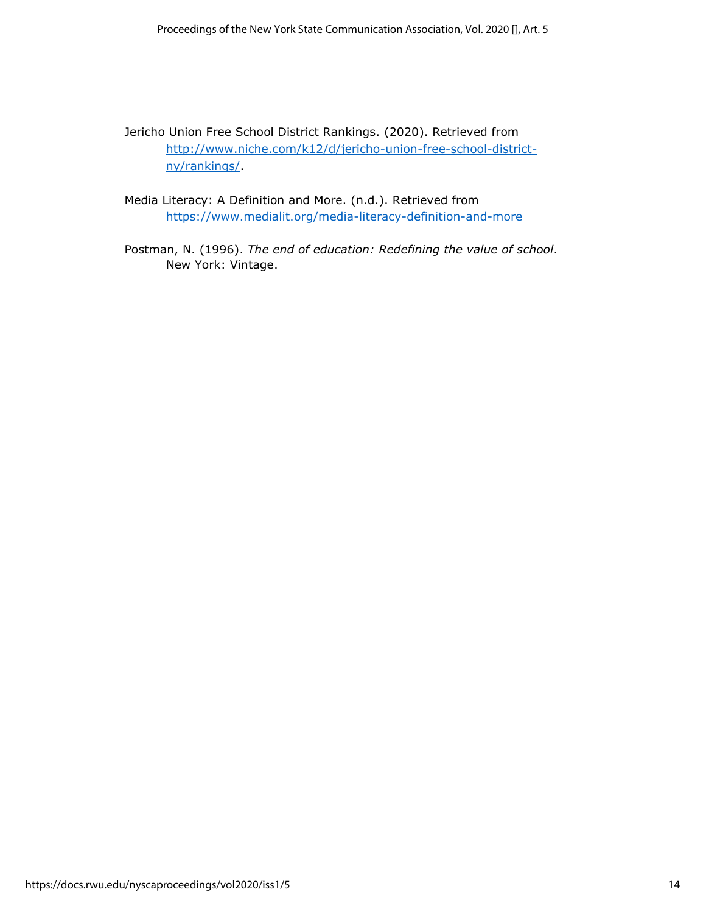Jericho Union Free School District Rankings. (2020). Retrieved from http://www.niche.com/k12/d/jericho-union-free-school-district-ny/rankings/.

Media Literacy: A Definition and More. (n.d.). Retrieved from https://www.medialit.org/media-literacy-definition-and-more

Postman, N. (1996). *The end of education: Redefining the value of school*. New York: Vintage.